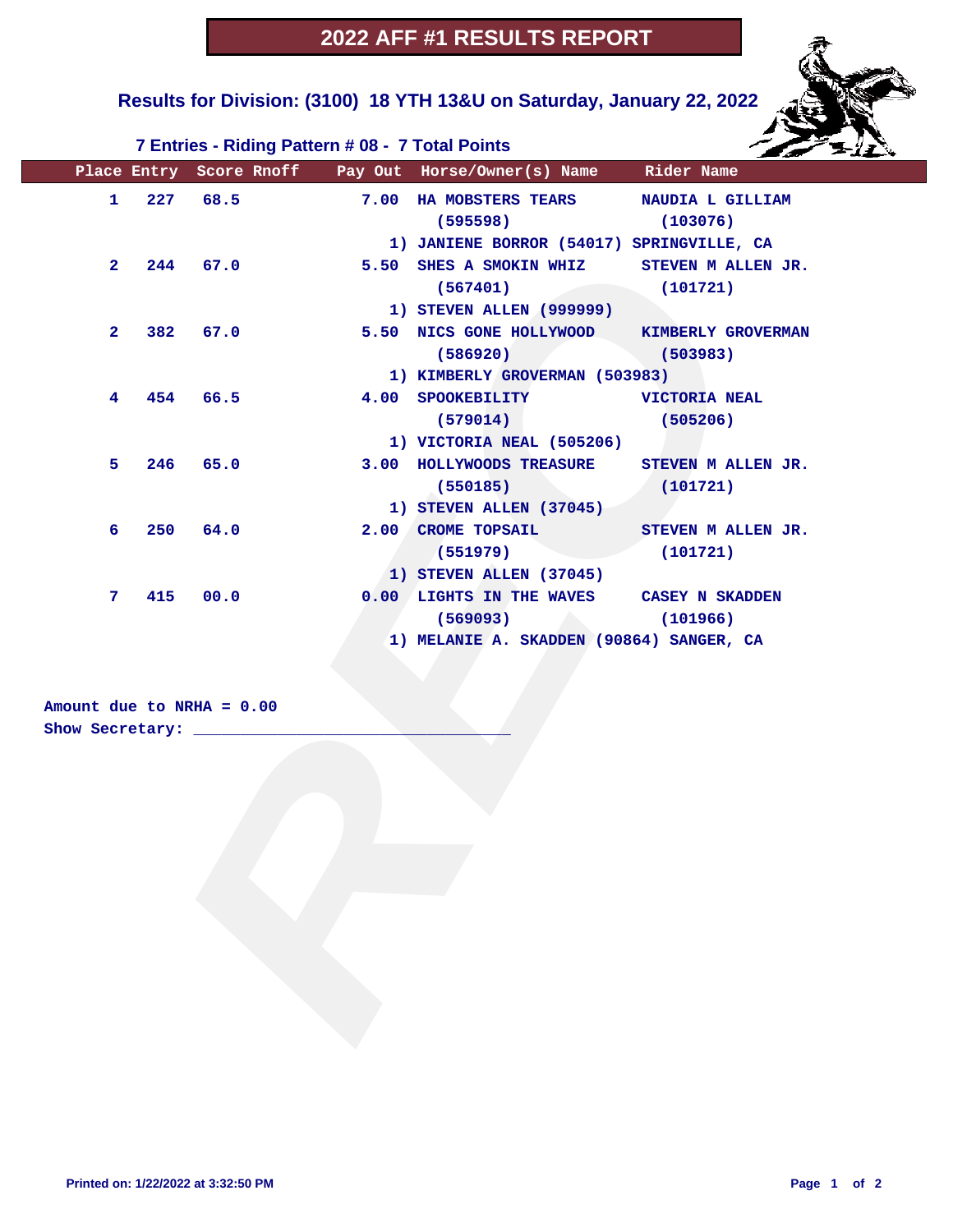# 2022 AFF #1 RESULTS REPORT

## Results for Division: (3100) 18 YTH 13&U on Saturday, January 22, 2022

### 7 Entries - Riding Pattern # 08 - 7 Total Points

| Place | Entry | Score | Rnoff | Pay Out | Horse/Owner(s) Name | Rider Name |
|---|---|---|---|---|---|---|
| 1 | 227 | 68.5 | | 7.00 | HA MOBSTERS TEARS (595598) 1) JANIENE BORROR (54017) SPRINGVILLE, CA | NAUDIA L GILLIAM (103076) |
| 2 | 244 | 67.0 | | 5.50 | SHES A SMOKIN WHIZ (567401) 1) STEVEN ALLEN (999999) | STEVEN M ALLEN JR. (101721) |
| 2 | 382 | 67.0 | | 5.50 | NICS GONE HOLLYWOOD (586920) 1) KIMBERLY GROVERMAN (503983) | KIMBERLY GROVERMAN (503983) |
| 4 | 454 | 66.5 | | 4.00 | SPOOKEBILITY (579014) 1) VICTORIA NEAL (505206) | VICTORIA NEAL (505206) |
| 5 | 246 | 65.0 | | 3.00 | HOLLYWOODS TREASURE (550185) 1) STEVEN ALLEN (37045) | STEVEN M ALLEN JR. (101721) |
| 6 | 250 | 64.0 | | 2.00 | CROME TOPSAIL (551979) 1) STEVEN ALLEN (37045) | STEVEN M ALLEN JR. (101721) |
| 7 | 415 | 00.0 | | 0.00 | LIGHTS IN THE WAVES (569093) 1) MELANIE A. SKADDEN (90864) SANGER, CA | CASEY N SKADDEN (101966) |

Amount due to NRHA = 0.00

Show Secretary: ___________________________________

Printed on: 1/22/2022 at 3:32:50 PM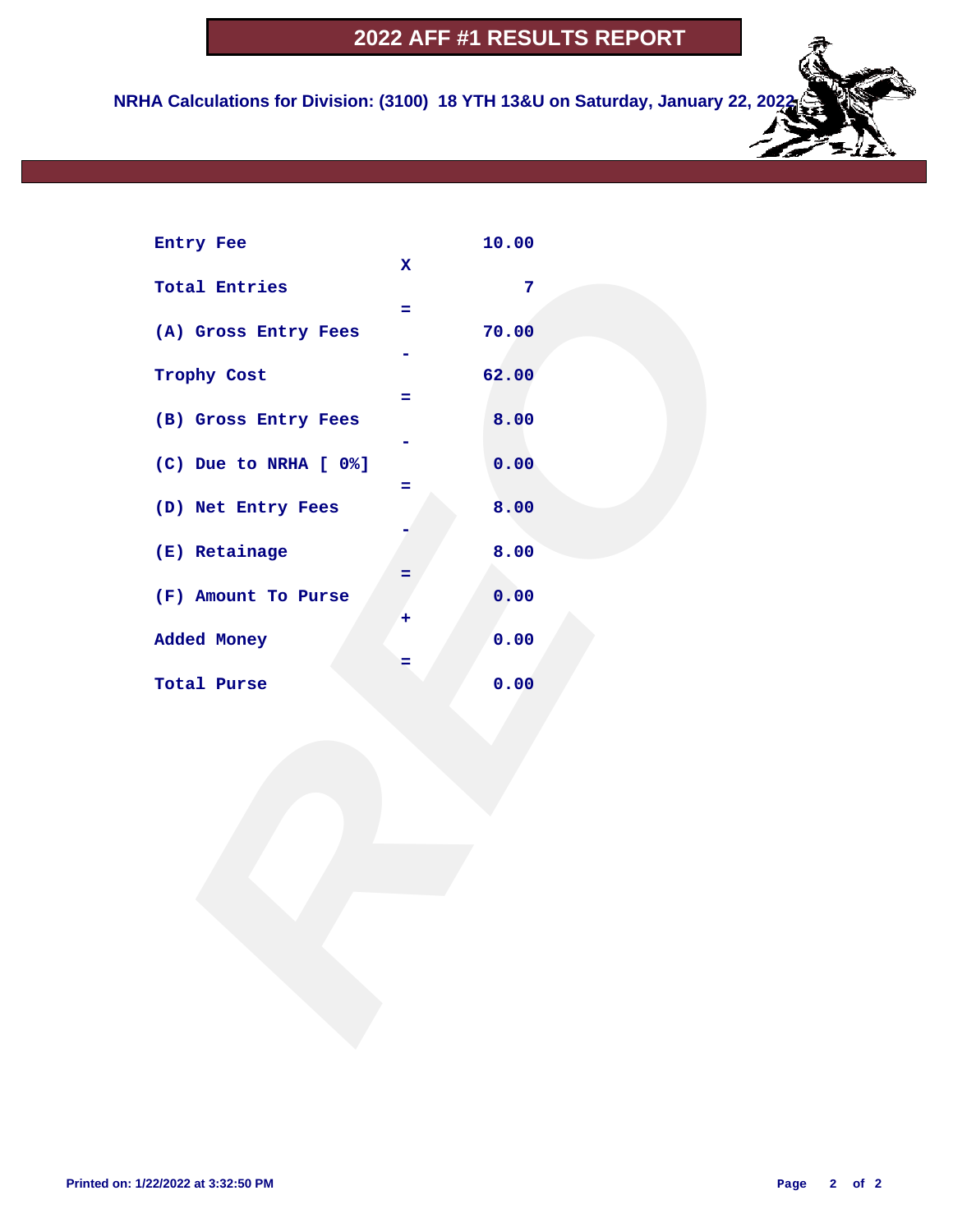# 2022 AFF #1 RESULTS REPORT

**NRHA Calculations for Division: (3100) 18 YTH 13&U on Saturday, January 22, 2022**

| Item | Operator | Amount |
|---|---|---|
| Entry Fee | | 10.00 |
| | X | |
| Total Entries | | 7 |
| | = | |
| (A) Gross Entry Fees | | 70.00 |
| | - | |
| Trophy Cost | | 62.00 |
| | = | |
| (B) Gross Entry Fees | | 8.00 |
| | - | |
| (C) Due to NRHA [ 0%] | | 0.00 |
| | = | |
| (D) Net Entry Fees | | 8.00 |
| | - | |
| (E) Retainage | | 8.00 |
| | = | |
| (F) Amount To Purse | | 0.00 |
| | + | |
| Added Money | | 0.00 |
| | = | |
| Total Purse | | 0.00 |

Printed on: 1/22/2022 at 3:32:50 PM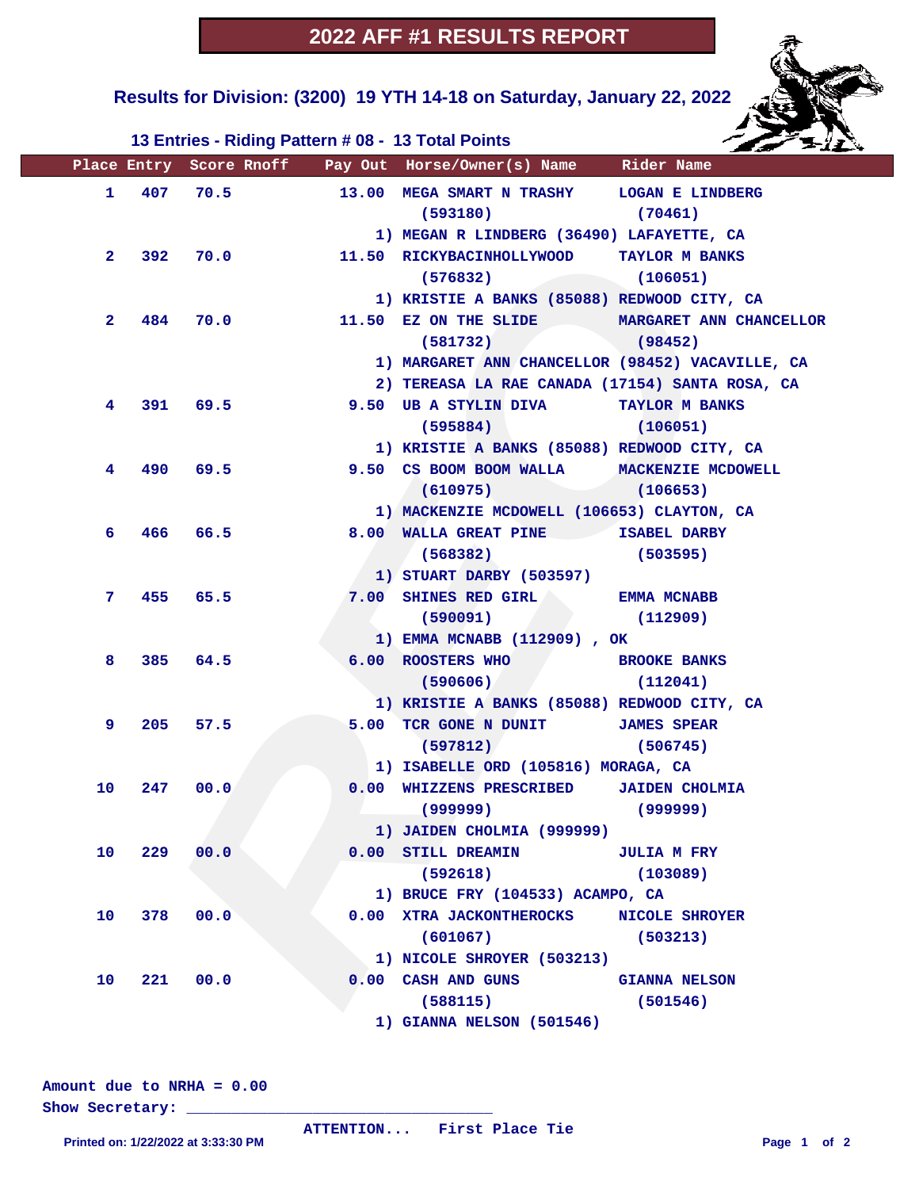# 2022 AFF #1 RESULTS REPORT

## Results for Division: (3200) 19 YTH 14-18 on Saturday, January 22, 2022

### 13 Entries - Riding Pattern # 08 - 13 Total Points

| Place | Entry | Score | Rnoff | Pay Out | Horse/Owner(s) Name | Rider Name |
|---|---|---|---|---|---|---|
| 1 | 407 | 70.5 | | 13.00 | MEGA SMART N TRASHY (593180)<br>1) MEGAN R LINDBERG (36490) LAFAYETTE, CA | LOGAN E LINDBERG (70461) |
| 2 | 392 | 70.0 | | 11.50 | RICKYBACINHOLLYWOOD (576832)<br>1) KRISTIE A BANKS (85088) REDWOOD CITY, CA | TAYLOR M BANKS (106051) |
| 2 | 484 | 70.0 | | 11.50 | EZ ON THE SLIDE (581732)<br>1) MARGARET ANN CHANCELLOR (98452) VACAVILLE, CA<br>2) TEREASA LA RAE CANADA (17154) SANTA ROSA, CA | MARGARET ANN CHANCELLOR (98452) |
| 4 | 391 | 69.5 | | 9.50 | UB A STYLIN DIVA (595884)<br>1) KRISTIE A BANKS (85088) REDWOOD CITY, CA | TAYLOR M BANKS (106051) |
| 4 | 490 | 69.5 | | 9.50 | CS BOOM BOOM WALLA (610975)<br>1) MACKENZIE MCDOWELL (106653) CLAYTON, CA | MACKENZIE MCDOWELL (106653) |
| 6 | 466 | 66.5 | | 8.00 | WALLA GREAT PINE (568382)<br>1) STUART DARBY (503597) | ISABEL DARBY (503595) |
| 7 | 455 | 65.5 | | 7.00 | SHINES RED GIRL (590091)<br>1) EMMA MCNABB (112909) , OK | EMMA MCNABB (112909) |
| 8 | 385 | 64.5 | | 6.00 | ROOSTERS WHO (590606)<br>1) KRISTIE A BANKS (85088) REDWOOD CITY, CA | BROOKE BANKS (112041) |
| 9 | 205 | 57.5 | | 5.00 | TCR GONE N DUNIT (597812)<br>1) ISABELLE ORD (105816) MORAGA, CA | JAMES SPEAR (506745) |
| 10 | 247 | 00.0 | | 0.00 | WHIZZENS PRESCRIBED (999999)<br>1) JAIDEN CHOLMIA (999999) | JAIDEN CHOLMIA (999999) |
| 10 | 229 | 00.0 | | 0.00 | STILL DREAMIN (592618)<br>1) BRUCE FRY (104533) ACAMPO, CA | JULIA M FRY (103089) |
| 10 | 378 | 00.0 | | 0.00 | XTRA JACKONTHEROCKS (601067)<br>1) NICOLE SHROYER (503213) | NICOLE SHROYER (503213) |
| 10 | 221 | 00.0 | | 0.00 | CASH AND GUNS (588115)<br>1) GIANNA NELSON (501546) | GIANNA NELSON (501546) |

Amount due to NRHA = 0.00

Show Secretary: ___________________________________

ATTENTION... First Place Tie

Printed on: 1/22/2022 at 3:33:30 PM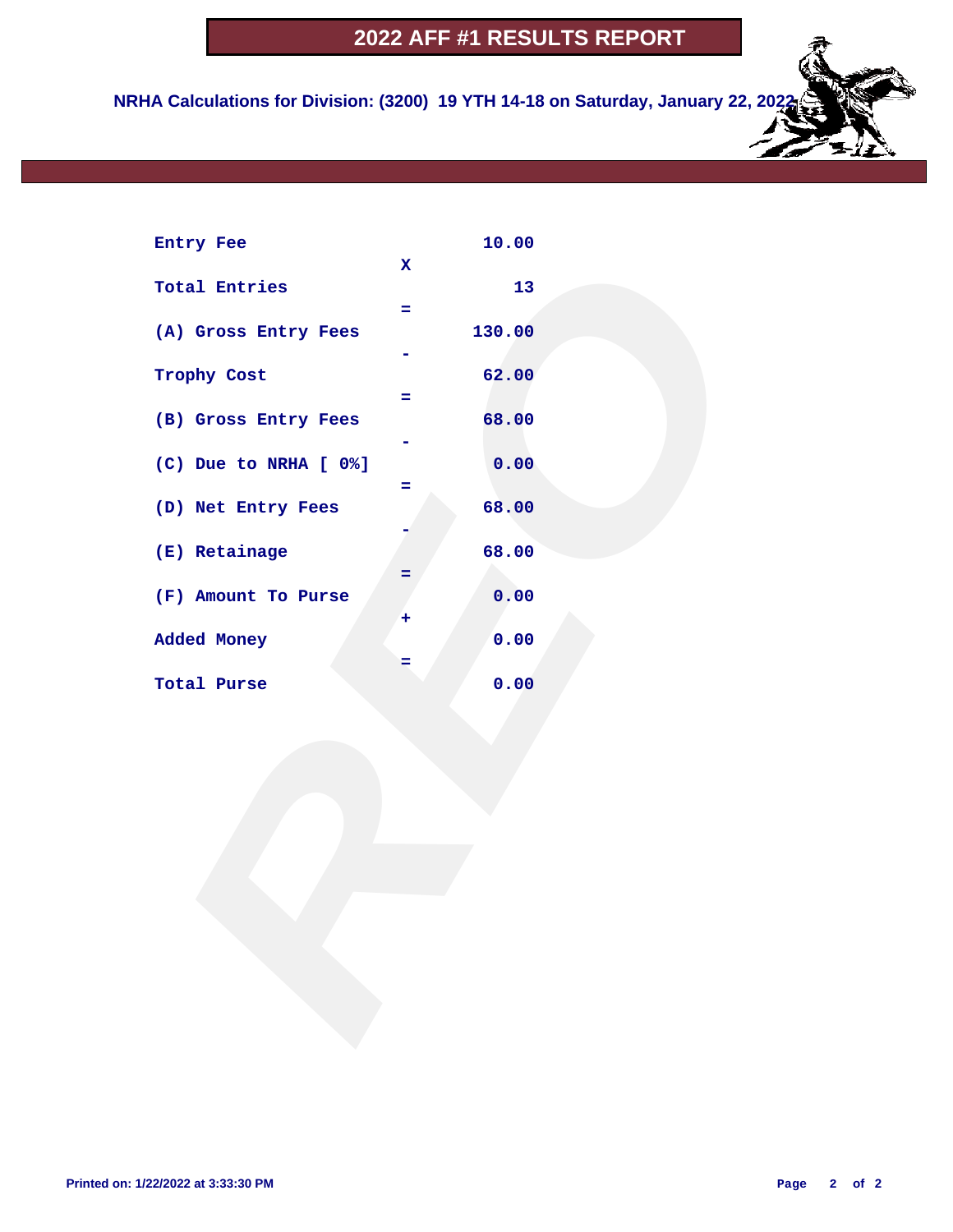# 2022 AFF #1 RESULTS REPORT

**NRHA Calculations for Division: (3200) 19 YTH 14-18 on Saturday, January 22, 2022**

| | | |
|---|---|---|
| Entry Fee | | 10.00 |
| | X | |
| Total Entries | | 13 |
| | = | |
| (A) Gross Entry Fees | | 130.00 |
| | - | |
| Trophy Cost | | 62.00 |
| | = | |
| (B) Gross Entry Fees | | 68.00 |
| | - | |
| (C) Due to NRHA [ 0%] | | 0.00 |
| | = | |
| (D) Net Entry Fees | | 68.00 |
| | - | |
| (E) Retainage | | 68.00 |
| | = | |
| (F) Amount To Purse | | 0.00 |
| | + | |
| Added Money | | 0.00 |
| | = | |
| Total Purse | | 0.00 |

REO

Printed on: 1/22/2022 at 3:33:30 PM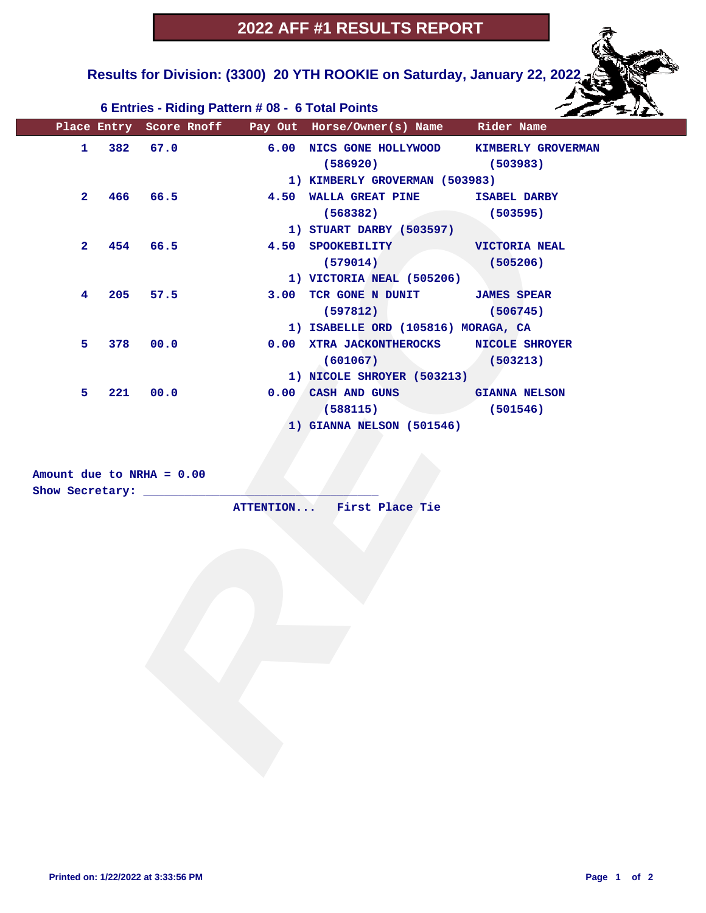# 2022 AFF #1 RESULTS REPORT

## Results for Division: (3300) 20 YTH ROOKIE on Saturday, January 22, 2022

### 6 Entries - Riding Pattern # 08 - 6 Total Points

| Place | Entry | Score | Rnoff | Pay Out | Horse/Owner(s) Name | Rider Name |
|---|---|---|---|---|---|---|
| 1 | 382 | 67.0 | | 6.00 | NICS GONE HOLLYWOOD (586920)<br>1) KIMBERLY GROVERMAN (503983) | KIMBERLY GROVERMAN (503983) |
| 2 | 466 | 66.5 | | 4.50 | WALLA GREAT PINE (568382)<br>1) STUART DARBY (503597) | ISABEL DARBY (503595) |
| 2 | 454 | 66.5 | | 4.50 | SPOOKEBILITY (579014)<br>1) VICTORIA NEAL (505206) | VICTORIA NEAL (505206) |
| 4 | 205 | 57.5 | | 3.00 | TCR GONE N DUNIT (597812)<br>1) ISABELLE ORD (105816) MORAGA, CA | JAMES SPEAR (506745) |
| 5 | 378 | 00.0 | | 0.00 | XTRA JACKONTHEROCKS (601067)<br>1) NICOLE SHROYER (503213) | NICOLE SHROYER (503213) |
| 5 | 221 | 00.0 | | 0.00 | CASH AND GUNS (588115)<br>1) GIANNA NELSON (501546) | GIANNA NELSON (501546) |

Amount due to NRHA = 0.00

Show Secretary: ___________________________________

ATTENTION... First Place Tie

Printed on: 1/22/2022 at 3:33:56 PM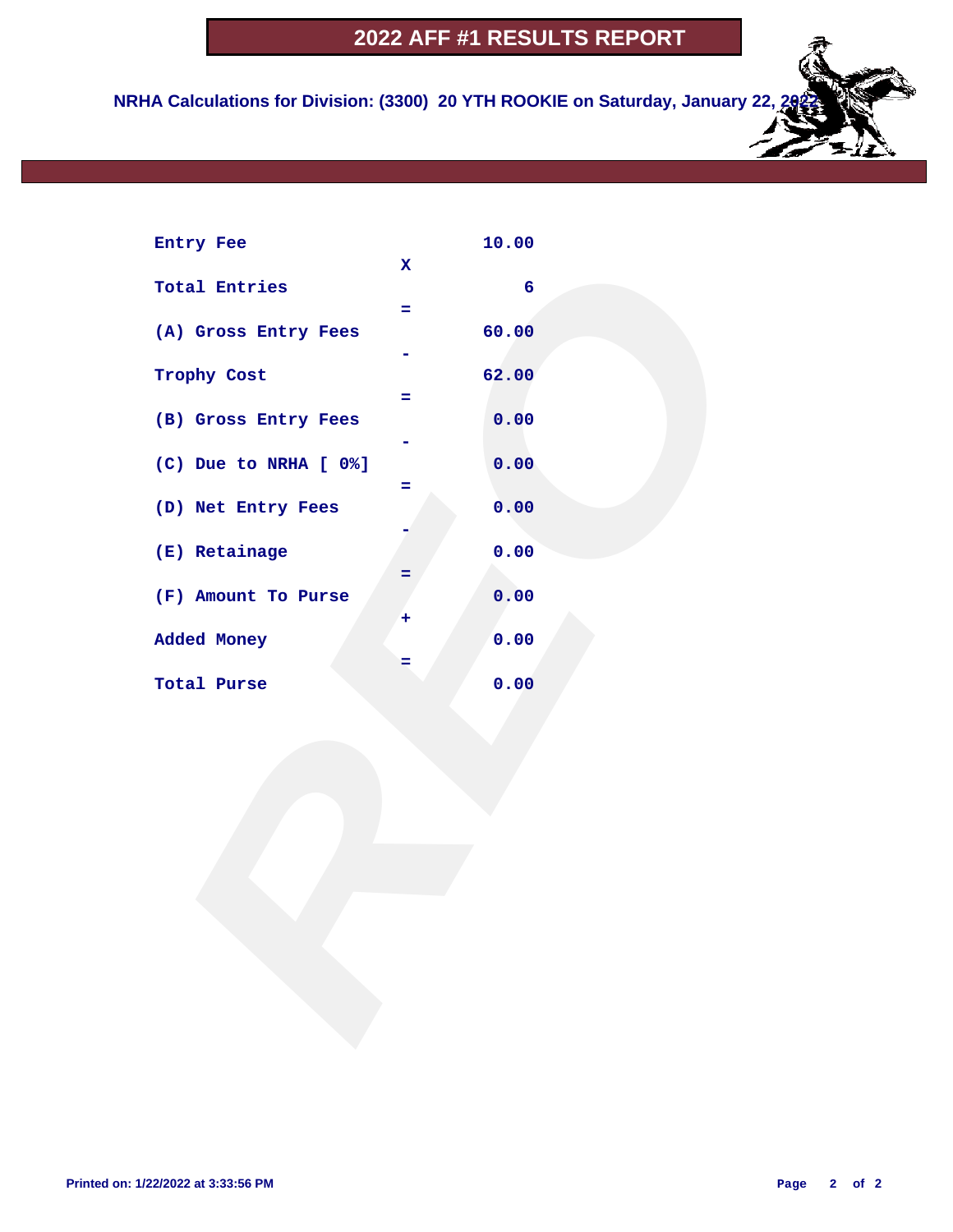# 2022 AFF #1 RESULTS REPORT

**NRHA Calculations for Division: (3300) 20 YTH ROOKIE on Saturday, January 22, 2022**

| | | |
|---|---|---|
| Entry Fee | | 10.00 |
| | X | |
| Total Entries | | 6 |
| | = | |
| (A) Gross Entry Fees | | 60.00 |
| | - | |
| Trophy Cost | | 62.00 |
| | = | |
| (B) Gross Entry Fees | | 0.00 |
| | - | |
| (C) Due to NRHA [ 0%] | | 0.00 |
| | = | |
| (D) Net Entry Fees | | 0.00 |
| | - | |
| (E) Retainage | | 0.00 |
| | = | |
| (F) Amount To Purse | | 0.00 |
| | + | |
| Added Money | | 0.00 |
| | = | |
| Total Purse | | 0.00 |

Printed on: 1/22/2022 at 3:33:56 PM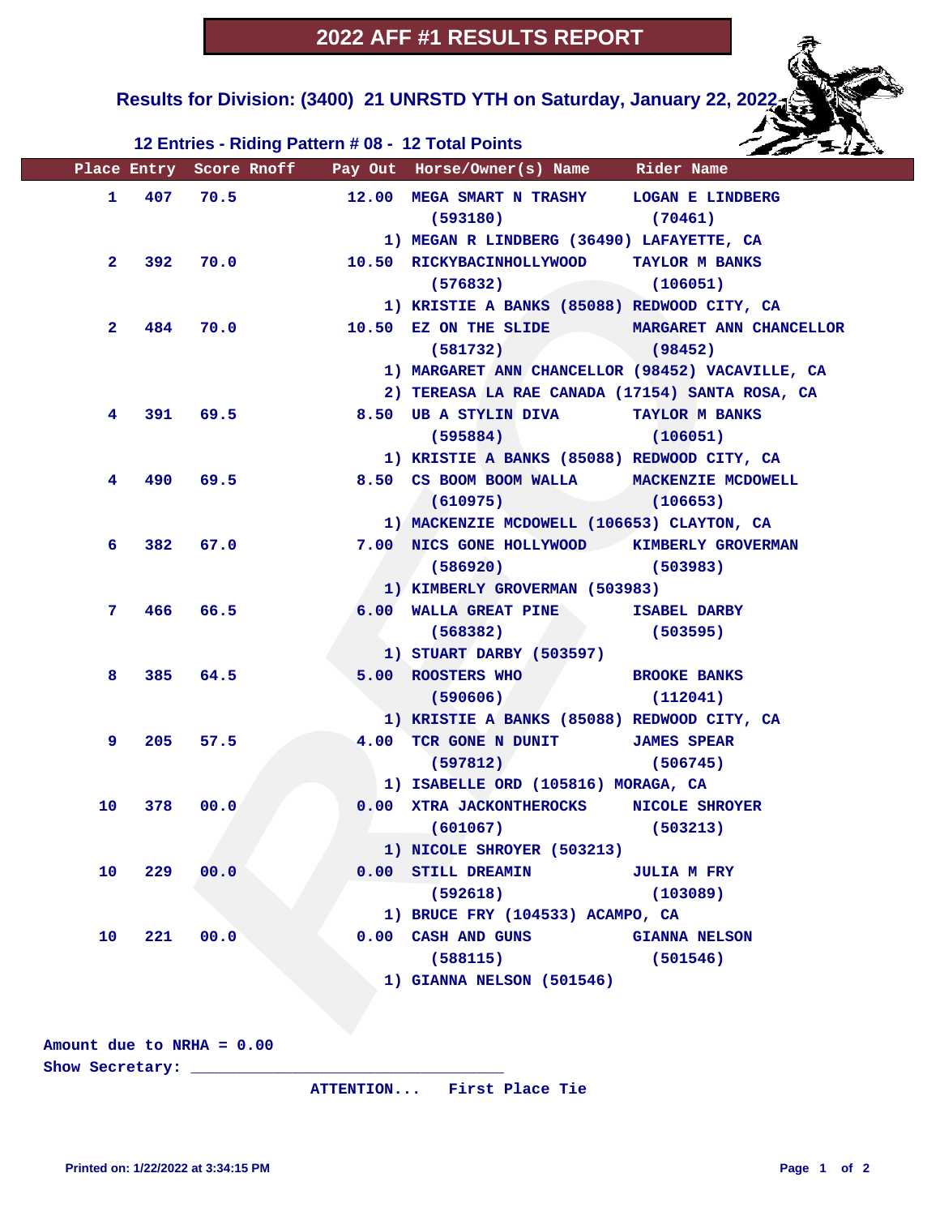# 2022 AFF #1 RESULTS REPORT

## Results for Division: (3400) 21 UNRSTD YTH on Saturday, January 22, 2022

### 12 Entries - Riding Pattern # 08 - 12 Total Points

| Place | Entry | Score | Rnoff | Pay Out | Horse/Owner(s) Name | Rider Name |
|---|---|---|---|---|---|---|
| 1 | 407 | 70.5 | | 12.00 | MEGA SMART N TRASHY (593180)<br>1) MEGAN R LINDBERG (36490) LAFAYETTE, CA | LOGAN E LINDBERG (70461) |
| 2 | 392 | 70.0 | | 10.50 | RICKYBACINHOLLYWOOD (576832)<br>1) KRISTIE A BANKS (85088) REDWOOD CITY, CA | TAYLOR M BANKS (106051) |
| 2 | 484 | 70.0 | | 10.50 | EZ ON THE SLIDE (581732)<br>1) MARGARET ANN CHANCELLOR (98452) VACAVILLE, CA<br>2) TEREASA LA RAE CANADA (17154) SANTA ROSA, CA | MARGARET ANN CHANCELLOR (98452) |
| 4 | 391 | 69.5 | | 8.50 | UB A STYLIN DIVA (595884)<br>1) KRISTIE A BANKS (85088) REDWOOD CITY, CA | TAYLOR M BANKS (106051) |
| 4 | 490 | 69.5 | | 8.50 | CS BOOM BOOM WALLA (610975)<br>1) MACKENZIE MCDOWELL (106653) CLAYTON, CA | MACKENZIE MCDOWELL (106653) |
| 6 | 382 | 67.0 | | 7.00 | NICS GONE HOLLYWOOD (586920)<br>1) KIMBERLY GROVERMAN (503983) | KIMBERLY GROVERMAN (503983) |
| 7 | 466 | 66.5 | | 6.00 | WALLA GREAT PINE (568382)<br>1) STUART DARBY (503597) | ISABEL DARBY (503595) |
| 8 | 385 | 64.5 | | 5.00 | ROOSTERS WHO (590606)<br>1) KRISTIE A BANKS (85088) REDWOOD CITY, CA | BROOKE BANKS (112041) |
| 9 | 205 | 57.5 | | 4.00 | TCR GONE N DUNIT (597812)<br>1) ISABELLE ORD (105816) MORAGA, CA | JAMES SPEAR (506745) |
| 10 | 378 | 00.0 | | 0.00 | XTRA JACKONTHEROCKS (601067)<br>1) NICOLE SHROYER (503213) | NICOLE SHROYER (503213) |
| 10 | 229 | 00.0 | | 0.00 | STILL DREAMIN (592618)<br>1) BRUCE FRY (104533) ACAMPO, CA | JULIA M FRY (103089) |
| 10 | 221 | 00.0 | | 0.00 | CASH AND GUNS (588115)<br>1) GIANNA NELSON (501546) | GIANNA NELSON (501546) |

Amount due to NRHA = 0.00

Show Secretary: ______________________________

ATTENTION... First Place Tie

Printed on: 1/22/2022 at 3:34:15 PM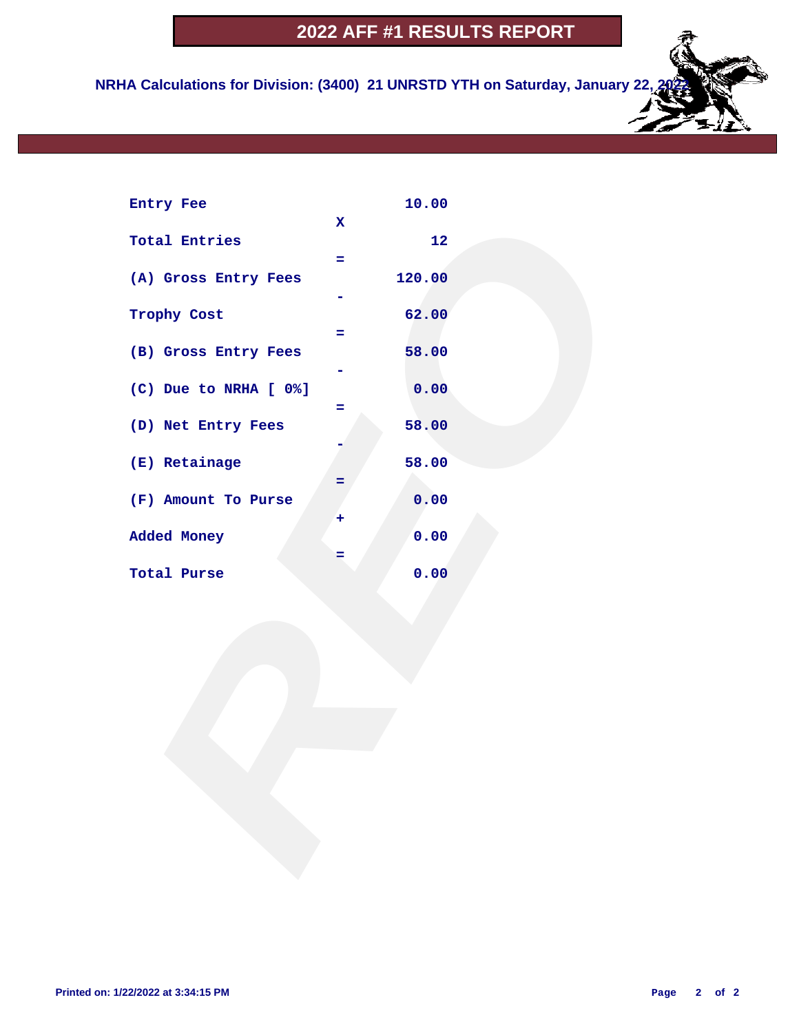# 2022 AFF #1 RESULTS REPORT

**NRHA Calculations for Division: (3400) 21 UNRSTD YTH on Saturday, January 22, 2022**

| | | |
|---|---|---|
| Entry Fee | | 10.00 |
| | X | |
| Total Entries | | 12 |
| | = | |
| (A) Gross Entry Fees | | 120.00 |
| | - | |
| Trophy Cost | | 62.00 |
| | = | |
| (B) Gross Entry Fees | | 58.00 |
| | - | |
| (C) Due to NRHA [ 0%] | | 0.00 |
| | = | |
| (D) Net Entry Fees | | 58.00 |
| | - | |
| (E) Retainage | | 58.00 |
| | = | |
| (F) Amount To Purse | | 0.00 |
| | + | |
| Added Money | | 0.00 |
| | = | |
| Total Purse | | 0.00 |

REO

Printed on: 1/22/2022 at 3:34:15 PM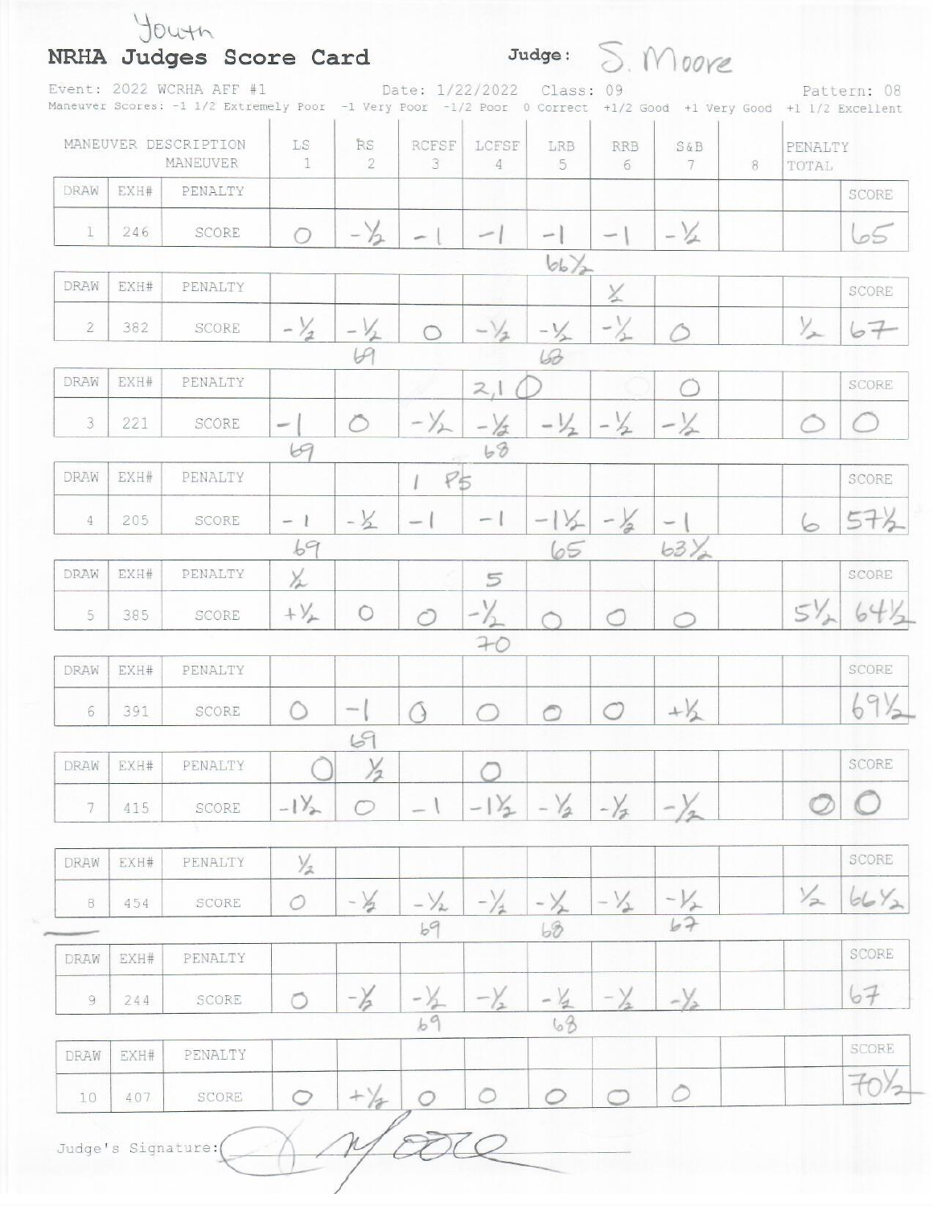Youth

# NRHA Judges Score Card

Judge: S. Moore

Event: 2022 WCRHA AFF #1 Date: 1/22/2022 Class: 09 Pattern: 08

Maneuver Scores: -1 1/2 Extremely Poor -1 Very Poor -1/2 Poor 0 Correct +1/2 Good +1 Very Good +1 1/2 Excellent

| MANEUVER DESCRIPTION | | MANEUVER | LS 1 | RS 2 | RCFSF 3 | LCFSF 4 | LRB 5 | RRB 6 | S&B 7 | 8 | PENALTY TOTAL | |
|---|---|---|---|---|---|---|---|---|---|---|---|---|
| DRAW | EXH# | PENALTY | | | | | | | | | | SCORE |
| 1 | 246 | SCORE | 0 | -1/2 | -1 | -1 | -1 | -1 | -1/2 | | | 65 |
| | | | | | | | 66 1/2 | | | | | |
| DRAW | EXH# | PENALTY | | | | | | 1/2 | | | | SCORE |
| 2 | 382 | SCORE | -1/2 | -1/2 | 0 | -1/2 | -1/2 | -1/2 | 0 | | 1/2 | 67 |
| | | | | 69 | | | 68 | | | | | |
| DRAW | EXH# | PENALTY | | | | 2,1 | 0 | | 0 | | | SCORE |
| 3 | 221 | SCORE | -1 | 0 | -1/2 | -1/2 | -1/2 | -1/2 | -1/2 | | 0 | 0 |
| | | | 69 | | | 68 | | | | | | |
| DRAW | EXH# | PENALTY | | | 1 P5 | | | | | | | SCORE |
| 4 | 205 | SCORE | -1 | -1/2 | -1 | -1 | -1 1/2 | -1/2 | -1 | | 6 | 57 1/2 |
| | | | 69 | | | | 65 | | 63 1/2 | | | |
| DRAW | EXH# | PENALTY | 1/2 | | | 5 | | | | | | SCORE |
| 5 | 385 | SCORE | +1/2 | 0 | 0 | -1/2 | 0 | 0 | 0 | | 5 1/2 | 64 1/2 |
| | | | | | | 70 | | | | | | |
| DRAW | EXH# | PENALTY | | | | | | | | | | SCORE |
| 6 | 391 | SCORE | 0 | -1 | 0 | 0 | 0 | 0 | +1/2 | | | 69 1/2 |
| | | | | 69 | | | | | | | | |
| DRAW | EXH# | PENALTY | 0 | 1/2 | | 0 | | | | | | SCORE |
| 7 | 415 | SCORE | -1 1/2 | 0 | -1 | -1 1/2 | -1/2 | -1/2 | -1/2 | | 0 | 0 |
| DRAW | EXH# | PENALTY | 1/2 | | | | | | | | | SCORE |
| 8 | 454 | SCORE | 0 | -1/2 | -1/2 | -1/2 | -1/2 | -1/2 | -1/2 | | 1/2 | 66 1/2 |
| | | | | | 69 | | 68 | | 67 | | | |
| DRAW | EXH# | PENALTY | | | | | | | | | | SCORE |
| 9 | 244 | SCORE | 0 | -1/2 | -1/2 | -1/2 | -1/2 | -1/2 | -1/2 | | | 67 |
| | | | | | 69 | | 68 | | | | | |
| DRAW | EXH# | PENALTY | | | | | | | | | | SCORE |
| 10 | 407 | SCORE | 0 | +1/2 | 0 | 0 | 0 | 0 | 0 | | | 70 1/2 |

Judge's Signature: S. Moore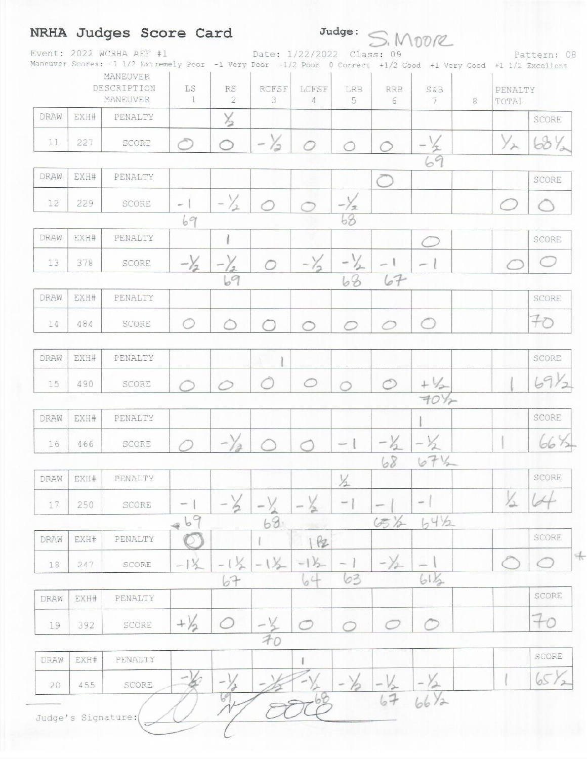# NRHA Judges Score Card

**Judge:** S. Moore

Event: 2022 WCRHA AFF #1 Date: 1/22/2022 Class: 09 Pattern: 08

Maneuver Scores: -1 1/2 Extremely Poor -1 Very Poor -1/2 Poor 0 Correct +1/2 Good +1 Very Good +1 1/2 Excellent

| MANEUVER DESCRIPTION / MANEUVER | | | LS 1 | RS 2 | RCFSF 3 | LCFSF 4 | LRB 5 | RRB 6 | S&B 7 | 8 | PENALTY TOTAL | SCORE |
|---|---|---|---|---|---|---|---|---|---|---|---|---|
| DRAW | EXH# | PENALTY | | ½ | | | | | | | | |
| 11 | 227 | SCORE | 0 | 0 | -½ | 0 | 0 | 0 | -½ | | ½ | 68½ |
| | | | | | | | | | 69 | | | |
| DRAW | EXH# | PENALTY | | | | | | 0 | | | | |
| 12 | 229 | SCORE | -1 | -½ | 0 | 0 | -½ | | | | 0 | 0 |
| | | | 69 | | | | 68 | | | | | |
| DRAW | EXH# | PENALTY | | 1 | | | | | 0 | | | |
| 13 | 378 | SCORE | -½ | -½ | 0 | -½ | -½ | -1 | -1 | | 0 | 0 |
| | | | | 69 | | | 68 | 67 | | | | |
| DRAW | EXH# | PENALTY | | | | | | | | | | |
| 14 | 484 | SCORE | 0 | 0 | 0 | 0 | 0 | 0 | 0 | | | 70 |
| DRAW | EXH# | PENALTY | | | 1 | | | | | | | |
| 15 | 490 | SCORE | 0 | 0 | 0 | 0 | 0 | 0 | +½ | | 1 | 69½ |
| | | | | | | | | | 70½ | | | |
| DRAW | EXH# | PENALTY | | | | | | | 1 | | | |
| 16 | 466 | SCORE | 0 | -½ | 0 | 0 | -1 | -½ | -½ | | 1 | 66½ |
| | | | | | | | | 68 | 67½ | | | |
| DRAW | EXH# | PENALTY | | | | | ½ | | | | | |
| 17 | 250 | SCORE | -1 | -½ | -½ | -½ | -1 | -1 | -1 | | ½ | 64 |
| | | | 69 | | 68 | | | 65½ | 64½ | | | |
| DRAW | EXH# | PENALTY | 0 | | 1 | 1½ | | | | | | |
| 18 | 247 | SCORE | -1½ | -1½ | -1½ | -1½ | -1 | -½ | -1 | | 0 | 0 |
| | | | | 67 | | 64 | 63 | | 61½ | | | |
| DRAW | EXH# | PENALTY | | | | | | | | | | |
| 19 | 392 | SCORE | +½ | 0 | -½ | 0 | 0 | 0 | 0 | | | 70 |
| | | | | | 70 | | | | | | | |
| DRAW | EXH# | PENALTY | | | | 1 | | | | | | |
| 20 | 455 | SCORE | -½ | -½ | -½ | -½ | -½ | -½ | -½ | | 1 | 65½ |
| | | | | 69 | | 68 | | 67 | 66½ | | | |

Judge's Signature: S. Moore